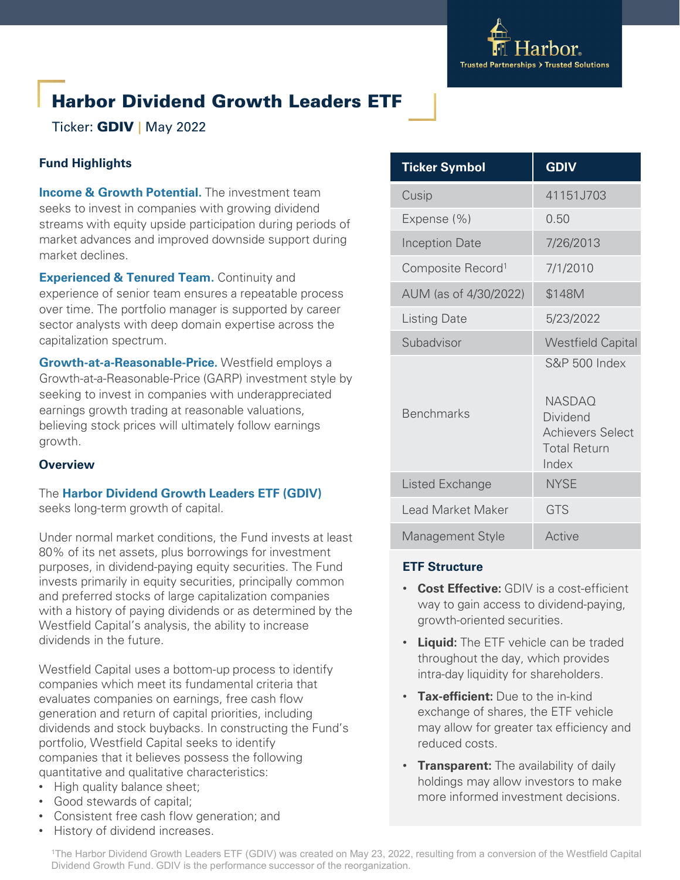# Harbor Dividend Growth Leaders ETF

Ticker: **GDIV** | May 2022

### Fund Highlights

**Income & Growth Potential.** The investment team seeks to invest in companies with growing dividend streams with equity upside participation during periods of market advances and improved downside support during market declines.

**Experienced & Tenured Team.** Continuity and experience of senior team ensures a repeatable process over time. The portfolio manager is supported by career sector analysts with deep domain expertise across the capitalization spectrum.

**Growth-at-a-Reasonable-Price.** Westfield employs a Growth-at-a-Reasonable-Price (GARP) investment style by seeking to invest in companies with underappreciated earnings growth trading at reasonable valuations, believing stock prices will ultimately follow earnings growth.

### Overview

The **Harbor Dividend Growth Leaders ETF (GDIV)** seeks long-term growth of capital.

Under normal market conditions, the Fund invests at least 80% of its net assets, plus borrowings for investment purposes, in dividend-paying equity securities. The Fund invests primarily in equity securities, principally common and preferred stocks of large capitalization companies with a history of paying dividends or as determined by the Westfield Capital's analysis, the ability to increase dividends in the future.

Westfield Capital uses a bottom-up process to identify companies which meet its fundamental criteria that evaluates companies on earnings, free cash flow generation and return of capital priorities, including dividends and stock buybacks. In constructing the Fund's portfolio, Westfield Capital seeks to identify companies that it believes possess the following quantitative and qualitative characteristics:

- High quality balance sheet;
- Good stewards of capital;
- Consistent free cash flow generation; and
- History of dividend increases.

| Ticker Symbol | GDIV |
|---|---|
| Cusip | 41151J703 |
| Expense (%) | 0.50 |
| Inception Date | 7/26/2013 |
| Composite Record[1] | 7/1/2010 |
| AUM (as of 4/30/2022) | $148M |
| Listing Date | 5/23/2022 |
| Subadvisor | Westfield Capital |
| Benchmarks | S&P 500 Index<br><br>NASDAQ Dividend Achievers Select Total Return Index |
| Listed Exchange | NYSE |
| Lead Market Maker | GTS |
| Management Style | Active |

### ETF Structure

- **Cost Effective:** GDIV is a cost-efficient way to gain access to dividend-paying, growth-oriented securities.
- **Liquid:** The ETF vehicle can be traded throughout the day, which provides intra-day liquidity for shareholders.
- **Tax-efficient:** Due to the in-kind exchange of shares, the ETF vehicle may allow for greater tax efficiency and reduced costs.
- **Transparent:** The availability of daily holdings may allow investors to make more informed investment decisions.

[1]The Harbor Dividend Growth Leaders ETF (GDIV) was created on May 23, 2022, resulting from a conversion of the Westfield Capital Dividend Growth Fund. GDIV is the performance successor of the reorganization.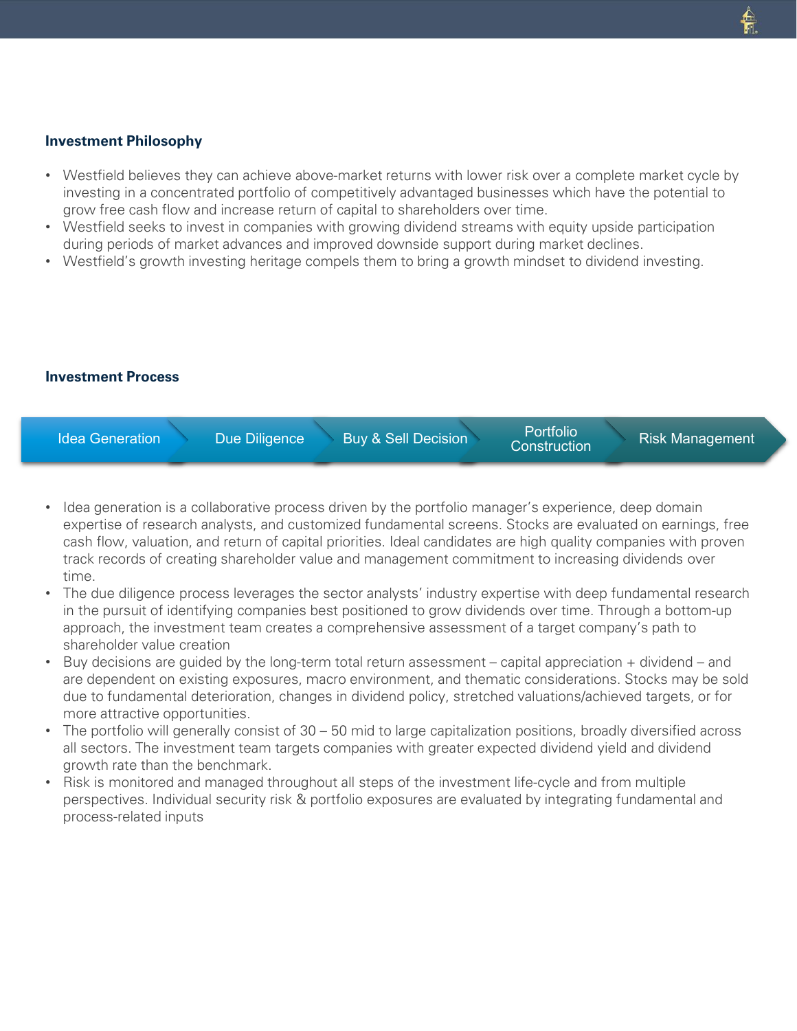## Investment Philosophy

- Westfield believes they can achieve above-market returns with lower risk over a complete market cycle by investing in a concentrated portfolio of competitively advantaged businesses which have the potential to grow free cash flow and increase return of capital to shareholders over time.
- Westfield seeks to invest in companies with growing dividend streams with equity upside participation during periods of market advances and improved downside support during market declines.
- Westfield's growth investing heritage compels them to bring a growth mindset to dividend investing.

## Investment Process

Idea Generation → Due Diligence → Buy & Sell Decision → Portfolio Construction → Risk Management

- Idea generation is a collaborative process driven by the portfolio manager's experience, deep domain expertise of research analysts, and customized fundamental screens. Stocks are evaluated on earnings, free cash flow, valuation, and return of capital priorities. Ideal candidates are high quality companies with proven track records of creating shareholder value and management commitment to increasing dividends over time.
- The due diligence process leverages the sector analysts' industry expertise with deep fundamental research in the pursuit of identifying companies best positioned to grow dividends over time. Through a bottom-up approach, the investment team creates a comprehensive assessment of a target company's path to shareholder value creation
- Buy decisions are guided by the long-term total return assessment – capital appreciation + dividend – and are dependent on existing exposures, macro environment, and thematic considerations. Stocks may be sold due to fundamental deterioration, changes in dividend policy, stretched valuations/achieved targets, or for more attractive opportunities.
- The portfolio will generally consist of 30 – 50 mid to large capitalization positions, broadly diversified across all sectors. The investment team targets companies with greater expected dividend yield and dividend growth rate than the benchmark.
- Risk is monitored and managed throughout all steps of the investment life-cycle and from multiple perspectives. Individual security risk & portfolio exposures are evaluated by integrating fundamental and process-related inputs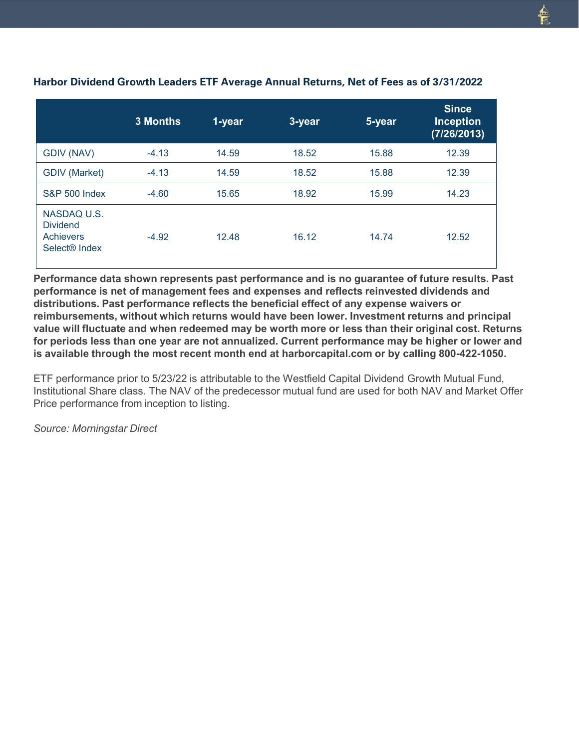### Harbor Dividend Growth Leaders ETF Average Annual Returns, Net of Fees as of 3/31/2022

| | 3 Months | 1-year | 3-year | 5-year | Since Inception (7/26/2013) |
|---|---|---|---|---|---|
| GDIV (NAV) | -4.13 | 14.59 | 18.52 | 15.88 | 12.39 |
| GDIV (Market) | -4.13 | 14.59 | 18.52 | 15.88 | 12.39 |
| S&P 500 Index | -4.60 | 15.65 | 18.92 | 15.99 | 14.23 |
| NASDAQ U.S. Dividend Achievers Select® Index | -4.92 | 12.48 | 16.12 | 14.74 | 12.52 |

**Performance data shown represents past performance and is no guarantee of future results. Past performance is net of management fees and expenses and reflects reinvested dividends and distributions. Past performance reflects the beneficial effect of any expense waivers or reimbursements, without which returns would have been lower. Investment returns and principal value will fluctuate and when redeemed may be worth more or less than their original cost. Returns for periods less than one year are not annualized. Current performance may be higher or lower and is available through the most recent month end at harborcapital.com or by calling 800-422-1050.**

ETF performance prior to 5/23/22 is attributable to the Westfield Capital Dividend Growth Mutual Fund, Institutional Share class. The NAV of the predecessor mutual fund are used for both NAV and Market Offer Price performance from inception to listing.

*Source: Morningstar Direct*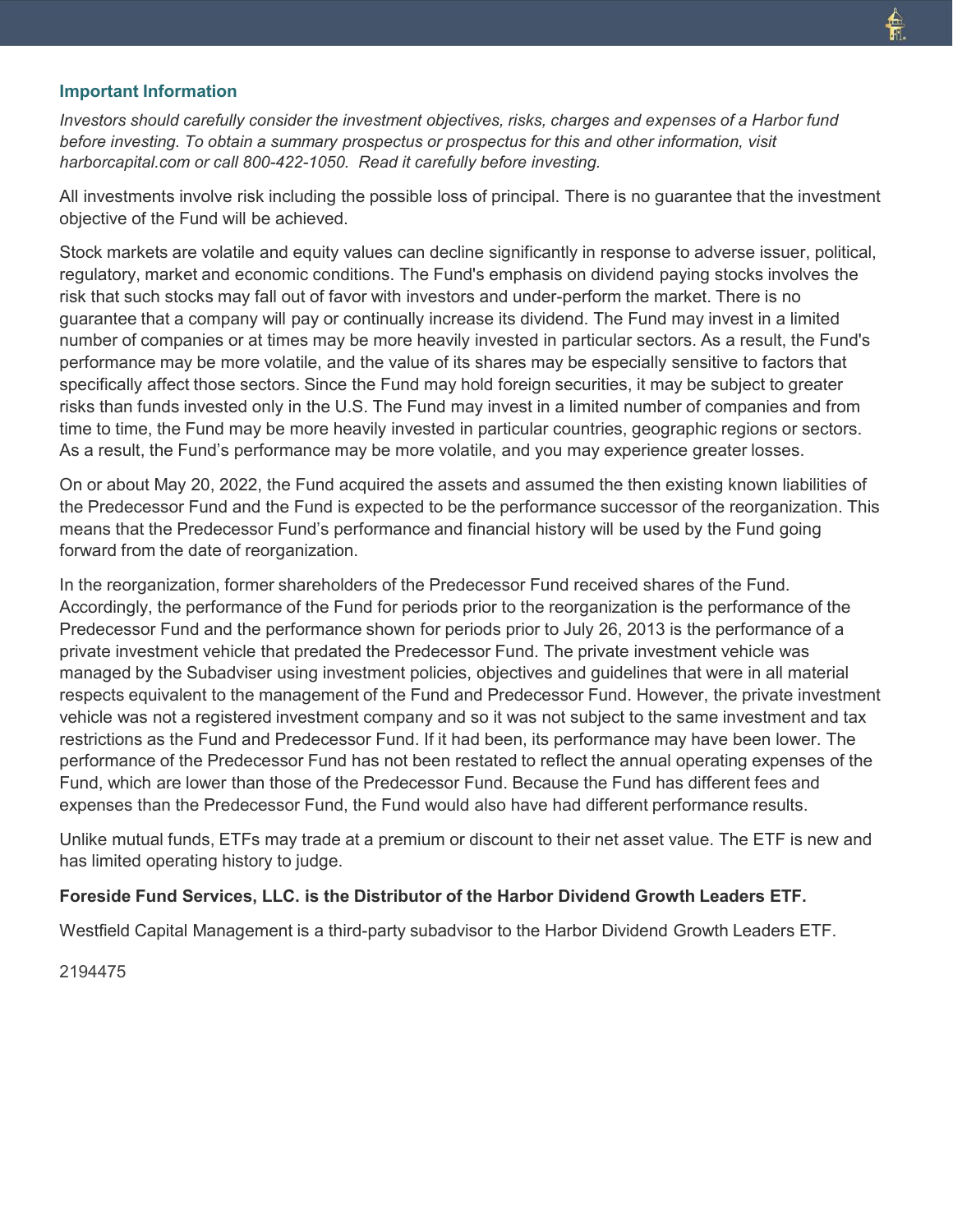## Important Information

*Investors should carefully consider the investment objectives, risks, charges and expenses of a Harbor fund before investing. To obtain a summary prospectus or prospectus for this and other information, visit harborcapital.com or call 800-422-1050. Read it carefully before investing.*

All investments involve risk including the possible loss of principal. There is no guarantee that the investment objective of the Fund will be achieved.

Stock markets are volatile and equity values can decline significantly in response to adverse issuer, political, regulatory, market and economic conditions. The Fund's emphasis on dividend paying stocks involves the risk that such stocks may fall out of favor with investors and under-perform the market. There is no guarantee that a company will pay or continually increase its dividend. The Fund may invest in a limited number of companies or at times may be more heavily invested in particular sectors. As a result, the Fund's performance may be more volatile, and the value of its shares may be especially sensitive to factors that specifically affect those sectors. Since the Fund may hold foreign securities, it may be subject to greater risks than funds invested only in the U.S. The Fund may invest in a limited number of companies and from time to time, the Fund may be more heavily invested in particular countries, geographic regions or sectors. As a result, the Fund's performance may be more volatile, and you may experience greater losses.

On or about May 20, 2022, the Fund acquired the assets and assumed the then existing known liabilities of the Predecessor Fund and the Fund is expected to be the performance successor of the reorganization. This means that the Predecessor Fund's performance and financial history will be used by the Fund going forward from the date of reorganization.

In the reorganization, former shareholders of the Predecessor Fund received shares of the Fund. Accordingly, the performance of the Fund for periods prior to the reorganization is the performance of the Predecessor Fund and the performance shown for periods prior to July 26, 2013 is the performance of a private investment vehicle that predated the Predecessor Fund. The private investment vehicle was managed by the Subadviser using investment policies, objectives and guidelines that were in all material respects equivalent to the management of the Fund and Predecessor Fund. However, the private investment vehicle was not a registered investment company and so it was not subject to the same investment and tax restrictions as the Fund and Predecessor Fund. If it had been, its performance may have been lower. The performance of the Predecessor Fund has not been restated to reflect the annual operating expenses of the Fund, which are lower than those of the Predecessor Fund. Because the Fund has different fees and expenses than the Predecessor Fund, the Fund would also have had different performance results.

Unlike mutual funds, ETFs may trade at a premium or discount to their net asset value. The ETF is new and has limited operating history to judge.

**Foreside Fund Services, LLC. is the Distributor of the Harbor Dividend Growth Leaders ETF.**

Westfield Capital Management is a third-party subadvisor to the Harbor Dividend Growth Leaders ETF.

2194475